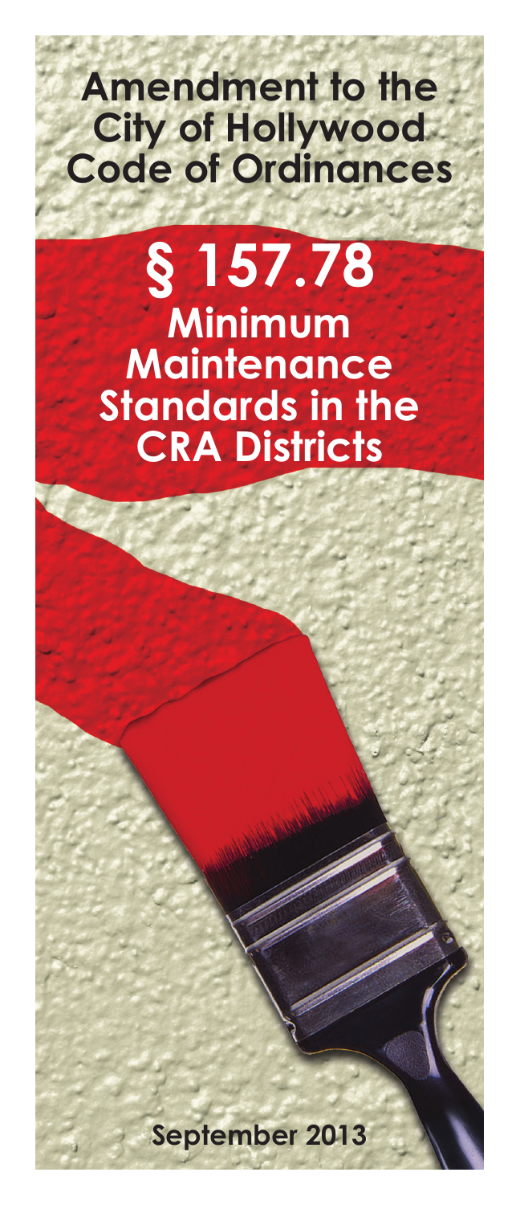# Amendment to the City of Hollywood Code of Ordinances

# § 157.78

## Minimum Maintenance Standards in the CRA Districts

September 2013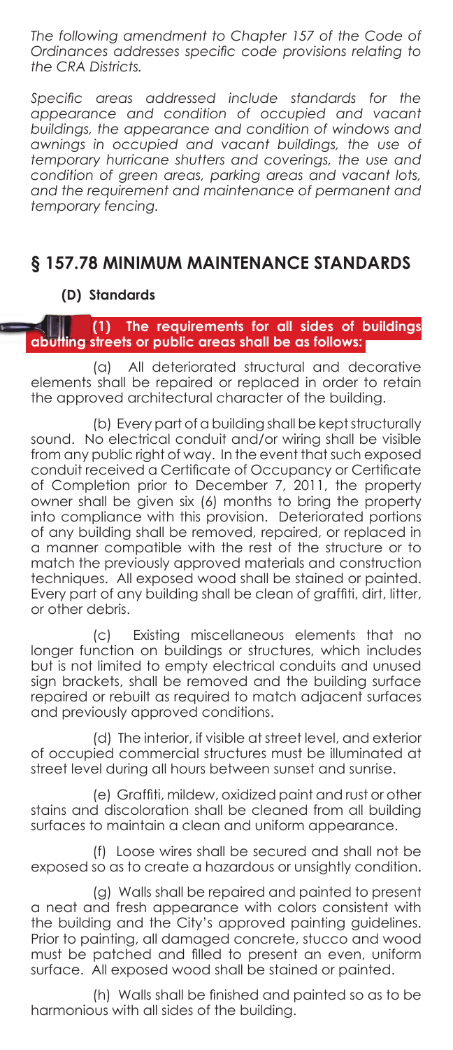*The following amendment to Chapter 157 of the Code of Ordinances addresses specific code provisions relating to the CRA Districts.*

*Specific areas addressed include standards for the appearance and condition of occupied and vacant buildings, the appearance and condition of windows and awnings in occupied and vacant buildings, the use of temporary hurricane shutters and coverings, the use and condition of green areas, parking areas and vacant lots, and the requirement and maintenance of permanent and temporary fencing.*

## § 157.78 MINIMUM MAINTENANCE STANDARDS

### (D) Standards

**(1) The requirements for all sides of buildings abutting streets or public areas shall be as follows:**

(a) All deteriorated structural and decorative elements shall be repaired or replaced in order to retain the approved architectural character of the building.

(b) Every part of a building shall be kept structurally sound. No electrical conduit and/or wiring shall be visible from any public right of way. In the event that such exposed conduit received a Certificate of Occupancy or Certificate of Completion prior to December 7, 2011, the property owner shall be given six (6) months to bring the property into compliance with this provision. Deteriorated portions of any building shall be removed, repaired, or replaced in a manner compatible with the rest of the structure or to match the previously approved materials and construction techniques. All exposed wood shall be stained or painted. Every part of any building shall be clean of graffiti, dirt, litter, or other debris.

(c) Existing miscellaneous elements that no longer function on buildings or structures, which includes but is not limited to empty electrical conduits and unused sign brackets, shall be removed and the building surface repaired or rebuilt as required to match adjacent surfaces and previously approved conditions.

(d) The interior, if visible at street level, and exterior of occupied commercial structures must be illuminated at street level during all hours between sunset and sunrise.

(e) Graffiti, mildew, oxidized paint and rust or other stains and discoloration shall be cleaned from all building surfaces to maintain a clean and uniform appearance.

(f) Loose wires shall be secured and shall not be exposed so as to create a hazardous or unsightly condition.

(g) Walls shall be repaired and painted to present a neat and fresh appearance with colors consistent with the building and the City's approved painting guidelines. Prior to painting, all damaged concrete, stucco and wood must be patched and filled to present an even, uniform surface. All exposed wood shall be stained or painted.

(h) Walls shall be finished and painted so as to be harmonious with all sides of the building.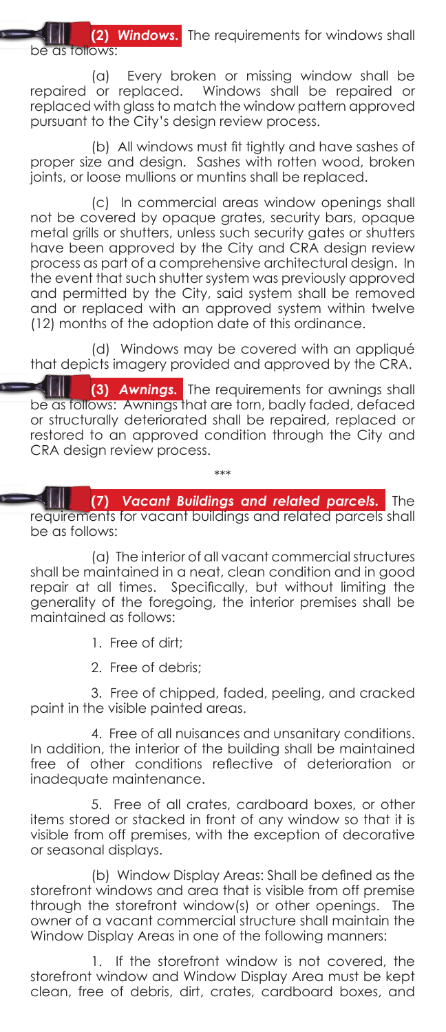**(2) *Windows.*** The requirements for windows shall be as follows:

(a) Every broken or missing window shall be repaired or replaced. Windows shall be repaired or replaced with glass to match the window pattern approved pursuant to the City's design review process.

(b) All windows must fit tightly and have sashes of proper size and design. Sashes with rotten wood, broken joints, or loose mullions or muntins shall be replaced.

(c) In commercial areas window openings shall not be covered by opaque grates, security bars, opaque metal grills or shutters, unless such security gates or shutters have been approved by the City and CRA design review process as part of a comprehensive architectural design. In the event that such shutter system was previously approved and permitted by the City, said system shall be removed and or replaced with an approved system within twelve (12) months of the adoption date of this ordinance.

(d) Windows may be covered with an appliqué that depicts imagery provided and approved by the CRA.

**(3) *Awnings.*** The requirements for awnings shall be as follows: Awnings that are torn, badly faded, defaced or structurally deteriorated shall be repaired, replaced or restored to an approved condition through the City and CRA design review process.

\*\*\*

**(7) *Vacant Buildings and related parcels.*** The requirements for vacant buildings and related parcels shall be as follows:

(a) The interior of all vacant commercial structures shall be maintained in a neat, clean condition and in good repair at all times. Specifically, but without limiting the generality of the foregoing, the interior premises shall be maintained as follows:

1. Free of dirt;

2. Free of debris;

3. Free of chipped, faded, peeling, and cracked paint in the visible painted areas.

4. Free of all nuisances and unsanitary conditions. In addition, the interior of the building shall be maintained free of other conditions reflective of deterioration or inadequate maintenance.

5. Free of all crates, cardboard boxes, or other items stored or stacked in front of any window so that it is visible from off premises, with the exception of decorative or seasonal displays.

(b) Window Display Areas: Shall be defined as the storefront windows and area that is visible from off premise through the storefront window(s) or other openings. The owner of a vacant commercial structure shall maintain the Window Display Areas in one of the following manners:

1. If the storefront window is not covered, the storefront window and Window Display Area must be kept clean, free of debris, dirt, crates, cardboard boxes, and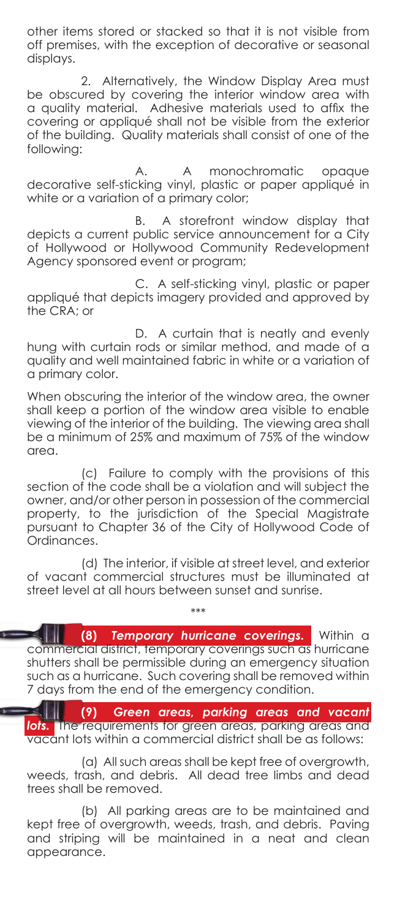other items stored or stacked so that it is not visible from off premises, with the exception of decorative or seasonal displays.

2. Alternatively, the Window Display Area must be obscured by covering the interior window area with a quality material. Adhesive materials used to affix the covering or appliqué shall not be visible from the exterior of the building. Quality materials shall consist of one of the following:

A. A monochromatic opaque decorative self-sticking vinyl, plastic or paper appliqué in white or a variation of a primary color;

B. A storefront window display that depicts a current public service announcement for a City of Hollywood or Hollywood Community Redevelopment Agency sponsored event or program;

C. A self-sticking vinyl, plastic or paper appliqué that depicts imagery provided and approved by the CRA; or

D. A curtain that is neatly and evenly hung with curtain rods or similar method, and made of a quality and well maintained fabric in white or a variation of a primary color.

When obscuring the interior of the window area, the owner shall keep a portion of the window area visible to enable viewing of the interior of the building. The viewing area shall be a minimum of 25% and maximum of 75% of the window area.

(c) Failure to comply with the provisions of this section of the code shall be a violation and will subject the owner, and/or other person in possession of the commercial property, to the jurisdiction of the Special Magistrate pursuant to Chapter 36 of the City of Hollywood Code of Ordinances.

(d) The interior, if visible at street level, and exterior of vacant commercial structures must be illuminated at street level at all hours between sunset and sunrise.

\*\*\*

**(8)** ***Temporary hurricane coverings.*** Within a commercial district, temporary coverings such as hurricane shutters shall be permissible during an emergency situation such as a hurricane. Such covering shall be removed within 7 days from the end of the emergency condition.

**(9)** ***Green areas, parking areas and vacant lots.*** The requirements for green areas, parking areas and vacant lots within a commercial district shall be as follows:

(a) All such areas shall be kept free of overgrowth, weeds, trash, and debris. All dead tree limbs and dead trees shall be removed.

(b) All parking areas are to be maintained and kept free of overgrowth, weeds, trash, and debris. Paving and striping will be maintained in a neat and clean appearance.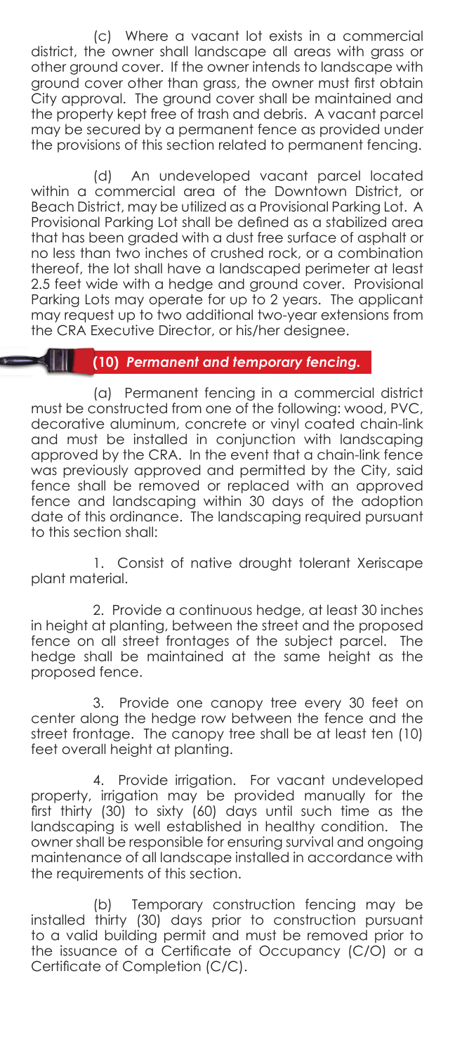(c) Where a vacant lot exists in a commercial district, the owner shall landscape all areas with grass or other ground cover. If the owner intends to landscape with ground cover other than grass, the owner must first obtain City approval. The ground cover shall be maintained and the property kept free of trash and debris. A vacant parcel may be secured by a permanent fence as provided under the provisions of this section related to permanent fencing.

(d) An undeveloped vacant parcel located within a commercial area of the Downtown District, or Beach District, may be utilized as a Provisional Parking Lot. A Provisional Parking Lot shall be defined as a stabilized area that has been graded with a dust free surface of asphalt or no less than two inches of crushed rock, or a combination thereof, the lot shall have a landscaped perimeter at least 2.5 feet wide with a hedge and ground cover. Provisional Parking Lots may operate for up to 2 years. The applicant may request up to two additional two-year extensions from the CRA Executive Director, or his/her designee.

### **(10)** ***Permanent and temporary fencing.***

(a) Permanent fencing in a commercial district must be constructed from one of the following: wood, PVC, decorative aluminum, concrete or vinyl coated chain-link and must be installed in conjunction with landscaping approved by the CRA. In the event that a chain-link fence was previously approved and permitted by the City, said fence shall be removed or replaced with an approved fence and landscaping within 30 days of the adoption date of this ordinance. The landscaping required pursuant to this section shall:

1. Consist of native drought tolerant Xeriscape plant material.

2. Provide a continuous hedge, at least 30 inches in height at planting, between the street and the proposed fence on all street frontages of the subject parcel. The hedge shall be maintained at the same height as the proposed fence.

3. Provide one canopy tree every 30 feet on center along the hedge row between the fence and the street frontage. The canopy tree shall be at least ten (10) feet overall height at planting.

4. Provide irrigation. For vacant undeveloped property, irrigation may be provided manually for the first thirty (30) to sixty (60) days until such time as the landscaping is well established in healthy condition. The owner shall be responsible for ensuring survival and ongoing maintenance of all landscape installed in accordance with the requirements of this section.

(b) Temporary construction fencing may be installed thirty (30) days prior to construction pursuant to a valid building permit and must be removed prior to the issuance of a Certificate of Occupancy (C/O) or a Certificate of Completion (C/C).